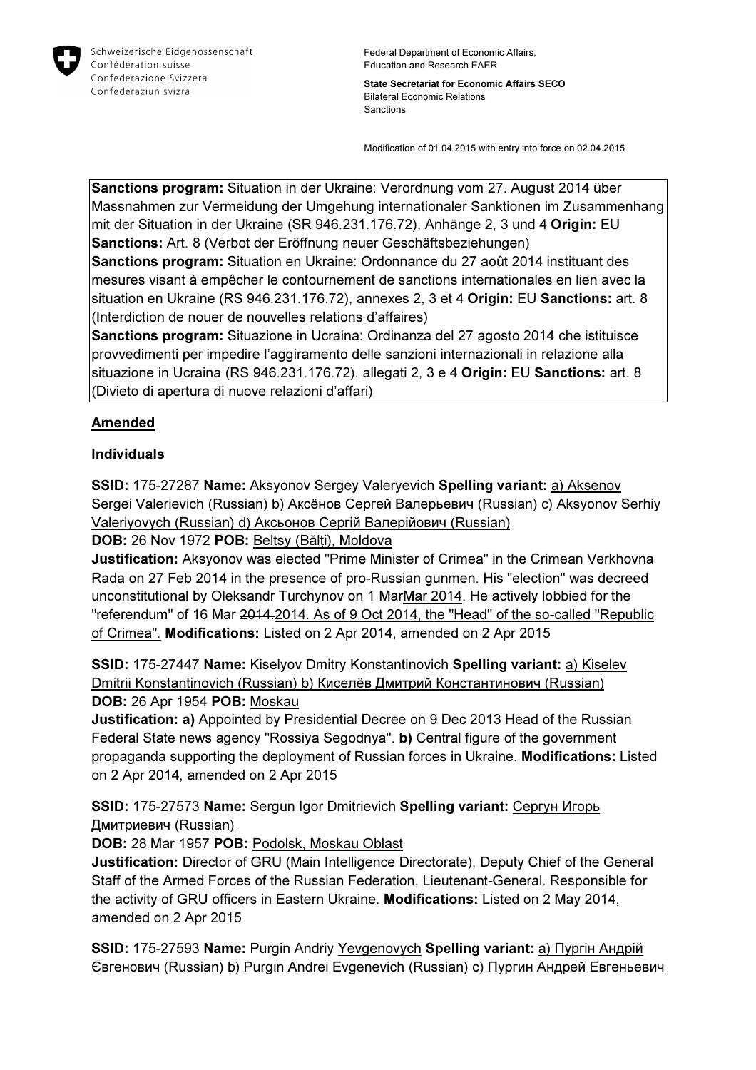Schweizerische Eidgenossenschaft
Confédération suisse
Confederazione Svizzera
Confederaziun svizra

Federal Department of Economic Affairs,
Education and Research EAER

**State Secretariat for Economic Affairs SECO**
Bilateral Economic Relations
Sanctions

Modification of 01.04.2015 with entry into force on 02.04.2015

**Sanctions program:** Situation in der Ukraine: Verordnung vom 27. August 2014 über Massnahmen zur Vermeidung der Umgehung internationaler Sanktionen im Zusammenhang mit der Situation in der Ukraine (SR 946.231.176.72), Anhänge 2, 3 und 4 **Origin:** EU **Sanctions:** Art. 8 (Verbot der Eröffnung neuer Geschäftsbeziehungen)
**Sanctions program:** Situation en Ukraine: Ordonnance du 27 août 2014 instituant des mesures visant à empêcher le contournement de sanctions internationales en lien avec la situation en Ukraine (RS 946.231.176.72), annexes 2, 3 et 4 **Origin:** EU **Sanctions:** art. 8 (Interdiction de nouer de nouvelles relations d'affaires)
**Sanctions program:** Situazione in Ucraina: Ordinanza del 27 agosto 2014 che istituisce provvedimenti per impedire l'aggiramento delle sanzioni internazionali in relazione alla situazione in Ucraina (RS 946.231.176.72), allegati 2, 3 e 4 **Origin:** EU **Sanctions:** art. 8 (Divieto di apertura di nuove relazioni d'affari)

## Amended

### Individuals

**SSID:** 175-27287 **Name:** Aksyonov Sergey Valeryevich **Spelling variant:** a) Aksenov Sergei Valerievich (Russian) b) Аксёнов Сергей Валерьевич (Russian) c) Aksyonov Serhiy Valeriyovych (Russian) d) Аксьонов Сергій Валерійович (Russian)
**DOB:** 26 Nov 1972 **POB:** Beltsy (Bălți), Moldova
**Justification:** Aksyonov was elected "Prime Minister of Crimea" in the Crimean Verkhovna Rada on 27 Feb 2014 in the presence of pro-Russian gunmen. His "election" was decreed unconstitutional by Oleksandr Turchynov on 1 ~~Mar~~Mar 2014. He actively lobbied for the "referendum" of 16 Mar ~~2014.~~2014. As of 9 Oct 2014, the "Head" of the so-called "Republic of Crimea". **Modifications:** Listed on 2 Apr 2014, amended on 2 Apr 2015

**SSID:** 175-27447 **Name:** Kiselyov Dmitry Konstantinovich **Spelling variant:** a) Kiselev Dmitrii Konstantinovich (Russian) b) Киселёв Дмитрий Константинович (Russian)
**DOB:** 26 Apr 1954 **POB:** Moskau
**Justification: a)** Appointed by Presidential Decree on 9 Dec 2013 Head of the Russian Federal State news agency "Rossiya Segodnya". **b)** Central figure of the government propaganda supporting the deployment of Russian forces in Ukraine. **Modifications:** Listed on 2 Apr 2014, amended on 2 Apr 2015

**SSID:** 175-27573 **Name:** Sergun Igor Dmitrievich **Spelling variant:** Сергун Игорь Дмитриевич (Russian)
**DOB:** 28 Mar 1957 **POB:** Podolsk, Moskau Oblast
**Justification:** Director of GRU (Main Intelligence Directorate), Deputy Chief of the General Staff of the Armed Forces of the Russian Federation, Lieutenant-General. Responsible for the activity of GRU officers in Eastern Ukraine. **Modifications:** Listed on 2 May 2014, amended on 2 Apr 2015

**SSID:** 175-27593 **Name:** Purgin Andriy Yevgenovych **Spelling variant:** a) Пургін Андрій Євгенович (Russian) b) Purgin Andrei Evgenevich (Russian) c) Пургин Андрей Евгеньевич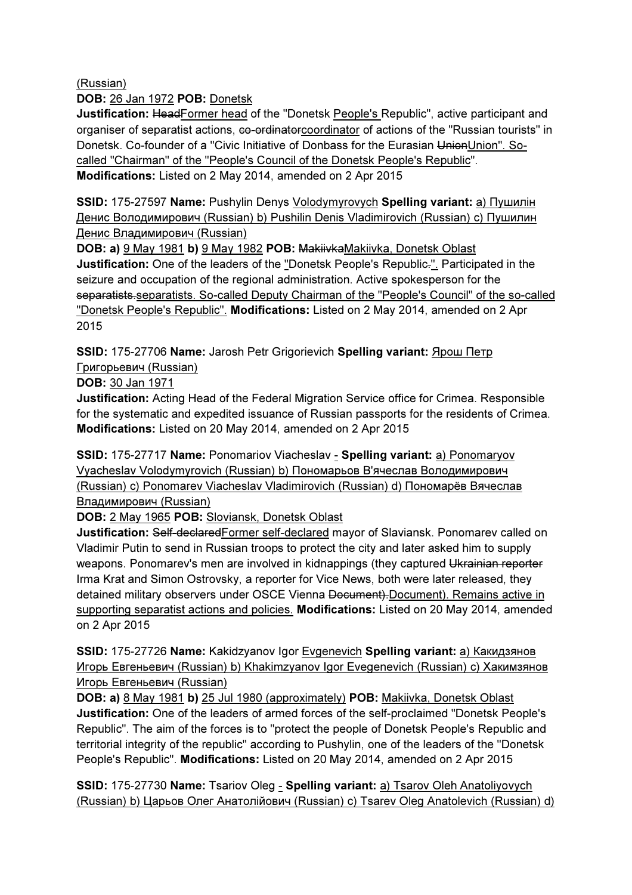(Russian)

**DOB:** 26 Jan 1972 **POB:** Donetsk

**Justification:** ~~Head~~Former head of the "Donetsk People's Republic", active participant and organiser of separatist actions, ~~co-ordinator~~coordinator of actions of the "Russian tourists" in Donetsk. Co-founder of a "Civic Initiative of Donbass for the Eurasian ~~Union~~Union". So-called "Chairman" of the "People's Council of the Donetsk People's Republic".

**Modifications:** Listed on 2 May 2014, amended on 2 Apr 2015

**SSID:** 175-27597 **Name:** Pushylin Denys Volodymyrovych **Spelling variant:** a) Пушилін Денис Володимирович (Russian) b) Pushilin Denis Vladimirovich (Russian) c) Пушилин Денис Владимирович (Russian)

**DOB:** **a)** 9 May 1981 **b)** 9 May 1982 **POB:** ~~Makiivka~~Makiivka, Donetsk Oblast

**Justification:** One of the leaders of the "Donetsk People's Republic~~.~~". Participated in the seizure and occupation of the regional administration. Active spokesperson for the ~~separatists.~~separatists. So-called Deputy Chairman of the "People's Council" of the so-called "Donetsk People's Republic". **Modifications:** Listed on 2 May 2014, amended on 2 Apr 2015

**SSID:** 175-27706 **Name:** Jarosh Petr Grigorievich **Spelling variant:** Ярош Петр Григорьевич (Russian)

**DOB:** 30 Jan 1971

**Justification:** Acting Head of the Federal Migration Service office for Crimea. Responsible for the systematic and expedited issuance of Russian passports for the residents of Crimea.

**Modifications:** Listed on 20 May 2014, amended on 2 Apr 2015

**SSID:** 175-27717 **Name:** Ponomariov Viacheslav - **Spelling variant:** a) Ponomaryov Vyacheslav Volodymyrovich (Russian) b) Пономарьов В'ячеслав Володимирович (Russian) c) Ponomarev Viacheslav Vladimirovich (Russian) d) Пономарёв Вячеслав Владимирович (Russian)

**DOB:** 2 May 1965 **POB:** Sloviansk, Donetsk Oblast

**Justification:** ~~Self-declared~~Former self-declared mayor of Slaviansk. Ponomarev called on Vladimir Putin to send in Russian troops to protect the city and later asked him to supply weapons. Ponomarev's men are involved in kidnappings (they captured ~~Ukrainian reporter~~ Irma Krat and Simon Ostrovsky, a reporter for Vice News, both were later released, they detained military observers under OSCE Vienna ~~Document).~~Document). Remains active in supporting separatist actions and policies. **Modifications:** Listed on 20 May 2014, amended on 2 Apr 2015

**SSID:** 175-27726 **Name:** Kakidzyanov Igor Evgenevich **Spelling variant:** a) Какидзянов Игорь Евгеньевич (Russian) b) Khakimzyanov Igor Evegenevich (Russian) c) Хакимзянов Игорь Евгеньевич (Russian)

**DOB:** **a)** 8 May 1981 **b)** 25 Jul 1980 (approximately) **POB:** Makiivka, Donetsk Oblast

**Justification:** One of the leaders of armed forces of the self-proclaimed "Donetsk People's Republic". The aim of the forces is to "protect the people of Donetsk People's Republic and territorial integrity of the republic" according to Pushylin, one of the leaders of the "Donetsk People's Republic". **Modifications:** Listed on 20 May 2014, amended on 2 Apr 2015

**SSID:** 175-27730 **Name:** Tsariov Oleg - **Spelling variant:** a) Tsarov Oleh Anatoliyovych (Russian) b) Царьов Олег Анатолійович (Russian) c) Tsarev Oleg Anatolevich (Russian) d)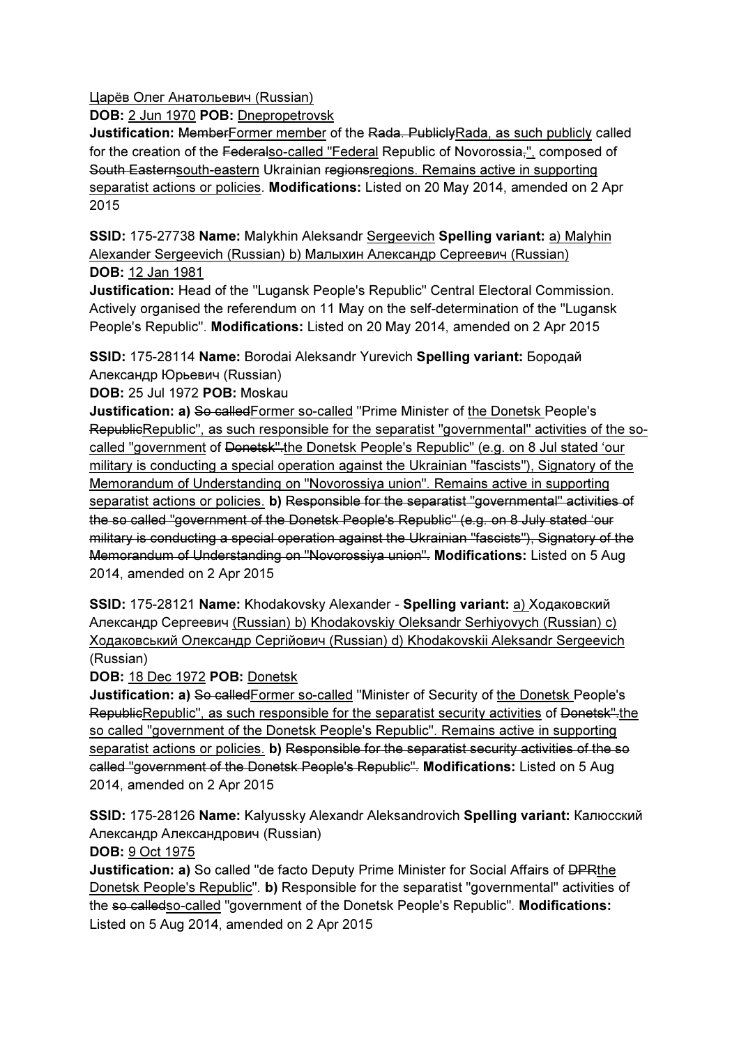Царёв Олег Анатольевич (Russian)

**DOB:** 2 Jun 1970 **POB:** Dnepropetrovsk

**Justification:** ~~Member~~Former member of the ~~Rada. Publicly~~Rada, as such publicly called for the creation of the ~~Federal~~so-called "Federal Republic of Novorossia~~,~~", composed of ~~South Eastern~~south-eastern Ukrainian ~~regions~~regions. Remains active in supporting separatist actions or policies. **Modifications:** Listed on 20 May 2014, amended on 2 Apr 2015

**SSID:** 175-27738 **Name:** Malykhin Aleksandr Sergeevich **Spelling variant:** a) Malyhin Alexander Sergeevich (Russian) b) Малыхин Александр Сергеевич (Russian)

**DOB:** 12 Jan 1981

**Justification:** Head of the "Lugansk People's Republic" Central Electoral Commission. Actively organised the referendum on 11 May on the self-determination of the "Lugansk People's Republic". **Modifications:** Listed on 20 May 2014, amended on 2 Apr 2015

**SSID:** 175-28114 **Name:** Borodai Aleksandr Yurevich **Spelling variant:** Бородай Александр Юрьевич (Russian)

**DOB:** 25 Jul 1972 **POB:** Moskau

**Justification: a)** ~~So called~~Former so-called "Prime Minister of the Donetsk People's ~~Republic~~Republic", as such responsible for the separatist "governmental" activities of the so-called "government of ~~Donetsk".~~the Donetsk People's Republic" (e.g. on 8 Jul stated 'our military is conducting a special operation against the Ukrainian "fascists"), Signatory of the Memorandum of Understanding on "Novorossiya union". Remains active in supporting separatist actions or policies. **b)** ~~Responsible for the separatist "governmental" activities of the so called "government of the Donetsk People's Republic" (e.g. on 8 July stated 'our military is conducting a special operation against the Ukrainian "fascists"), Signatory of the Memorandum of Understanding on "Novorossiya union".~~ **Modifications:** Listed on 5 Aug 2014, amended on 2 Apr 2015

**SSID:** 175-28121 **Name:** Khodakovsky Alexander - **Spelling variant:** a) Ходаковский Александр Сергеевич (Russian) b) Khodakovskiy Oleksandr Serhiyovych (Russian) c) Ходаковський Олександр Сергійович (Russian) d) Khodakovskii Aleksandr Sergeevich (Russian)

**DOB:** 18 Dec 1972 **POB:** Donetsk

**Justification: a)** ~~So called~~Former so-called "Minister of Security of the Donetsk People's ~~Republic~~Republic", as such responsible for the separatist security activities of ~~Donetsk".~~the so called "government of the Donetsk People's Republic". Remains active in supporting separatist actions or policies. **b)** ~~Responsible for the separatist security activities of the so called "government of the Donetsk People's Republic".~~ **Modifications:** Listed on 5 Aug 2014, amended on 2 Apr 2015

**SSID:** 175-28126 **Name:** Kalyussky Alexandr Aleksandrovich **Spelling variant:** Калюсский Александр Александрович (Russian)

**DOB:** 9 Oct 1975

**Justification: a)** So called "de facto Deputy Prime Minister for Social Affairs of ~~DPR~~the Donetsk People's Republic". **b)** Responsible for the separatist "governmental" activities of the ~~so called~~so-called "government of the Donetsk People's Republic". **Modifications:** Listed on 5 Aug 2014, amended on 2 Apr 2015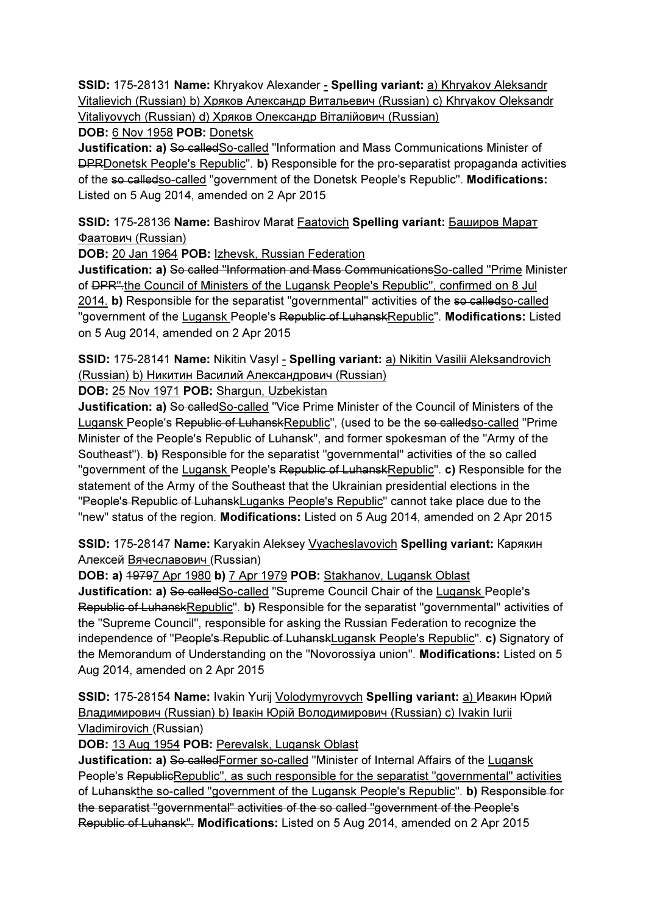**SSID:** 175-28131 **Name:** Khryakov Alexander - **Spelling variant:** a) Khryakov Aleksandr Vitalievich (Russian) b) Хряков Александр Витальевич (Russian) c) Khryakov Oleksandr Vitaliyovych (Russian) d) Хряков Олександр Віталійович (Russian)
**DOB:** 6 Nov 1958 **POB:** Donetsk
**Justification: a)** ~~So called~~So-called "Information and Mass Communications Minister of ~~DPR~~Donetsk People's Republic". **b)** Responsible for the pro-separatist propaganda activities of the ~~so called~~so-called "government of the Donetsk People's Republic". **Modifications:** Listed on 5 Aug 2014, amended on 2 Apr 2015

**SSID:** 175-28136 **Name:** Bashirov Marat Faatovich **Spelling variant:** Баширов Марат Фаатович (Russian)
**DOB:** 20 Jan 1964 **POB:** Izhevsk, Russian Federation
**Justification: a)** ~~So called "Information and Mass Communications~~So-called "Prime Minister of ~~DPR".~~the Council of Ministers of the Lugansk People's Republic", confirmed on 8 Jul 2014. **b)** Responsible for the separatist "governmental" activities of the ~~so called~~so-called "government of the Lugansk People's ~~Republic of Luhansk~~Republic". **Modifications:** Listed on 5 Aug 2014, amended on 2 Apr 2015

**SSID:** 175-28141 **Name:** Nikitin Vasyl - **Spelling variant:** a) Nikitin Vasilii Aleksandrovich (Russian) b) Никитин Василий Александрович (Russian)
**DOB:** 25 Nov 1971 **POB:** Shargun, Uzbekistan
**Justification: a)** ~~So called~~So-called "Vice Prime Minister of the Council of Ministers of the Lugansk People's ~~Republic of Luhansk~~Republic", (used to be the ~~so called~~so-called "Prime Minister of the People's Republic of Luhansk", and former spokesman of the "Army of the Southeast"). **b)** Responsible for the separatist "governmental" activities of the so called "government of the Lugansk People's ~~Republic of Luhansk~~Republic". **c)** Responsible for the statement of the Army of the Southeast that the Ukrainian presidential elections in the "~~People's Republic of Luhansk~~Luganks People's Republic" cannot take place due to the "new" status of the region. **Modifications:** Listed on 5 Aug 2014, amended on 2 Apr 2015

**SSID:** 175-28147 **Name:** Karyakin Aleksey Vyacheslavovich **Spelling variant:** Карякин Алексей Вячеславович (Russian)
**DOB: a)** ~~1979~~7 Apr 1980 **b)** 7 Apr 1979 **POB:** Stakhanov, Lugansk Oblast
**Justification: a)** ~~So called~~So-called "Supreme Council Chair of the Lugansk People's ~~Republic of Luhansk~~Republic". **b)** Responsible for the separatist "governmental" activities of the "Supreme Council", responsible for asking the Russian Federation to recognize the independence of "~~People's Republic of Luhansk~~Lugansk People's Republic". **c)** Signatory of the Memorandum of Understanding on the "Novorossiya union". **Modifications:** Listed on 5 Aug 2014, amended on 2 Apr 2015

**SSID:** 175-28154 **Name:** Ivakin Yurij Volodymyrovych **Spelling variant:** a) Ивакин Юрий Владимирович (Russian) b) Івакін Юрій Володимирович (Russian) c) Ivakin Iurii Vladimirovich (Russian)
**DOB:** 13 Aug 1954 **POB:** Perevalsk, Lugansk Oblast
**Justification: a)** ~~So called~~Former so-called "Minister of Internal Affairs of the Lugansk People's ~~Republic~~Republic", as such responsible for the separatist "governmental" activities of ~~Luhansk~~the so-called "government of the Lugansk People's Republic". **b)** ~~Responsible for the separatist "governmental" activities of the so called "government of the People's Republic of Luhansk".~~ **Modifications:** Listed on 5 Aug 2014, amended on 2 Apr 2015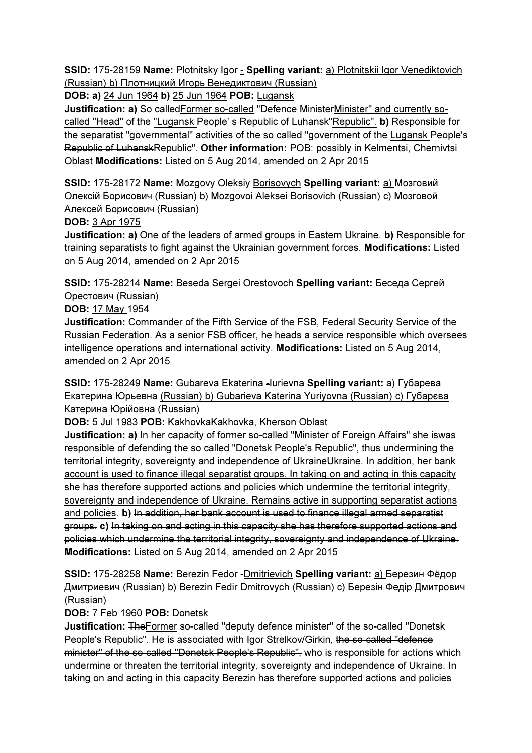**SSID:** 175-28159 **Name:** Plotnitsky Igor - **Spelling variant:** a) Plotnitskii Igor Venediktovich (Russian) b) Плотницкий Игорь Венедиктович (Russian)
**DOB: a)** 24 Jun 1964 **b)** 25 Jun 1964 **POB:** Lugansk
**Justification: a)** ~~So called~~Former so-called "Defence ~~Minister~~Minister" and currently so-called "Head" of the "Lugansk People' s ~~Republic of Luhansk"~~Republic". **b)** Responsible for the separatist "governmental" activities of the so called "government of the Lugansk People's ~~Republic of Luhansk~~Republic". **Other information:** POB: possibly in Kelmentsi, Chernivtsi Oblast **Modifications:** Listed on 5 Aug 2014, amended on 2 Apr 2015

**SSID:** 175-28172 **Name:** Mozgovy Oleksiy Borisovych **Spelling variant:** a) Мозговий Олексій Борисович (Russian) b) Mozgovoi Aleksei Borisovich (Russian) c) Мозговой Алексей Борисович (Russian)
**DOB:** 3 Apr 1975
**Justification: a)** One of the leaders of armed groups in Eastern Ukraine. **b)** Responsible for training separatists to fight against the Ukrainian government forces. **Modifications:** Listed on 5 Aug 2014, amended on 2 Apr 2015

**SSID:** 175-28214 **Name:** Beseda Sergei Orestovoch **Spelling variant:** Беседа Сергей Орестович (Russian)
**DOB:** 17 May 1954
**Justification:** Commander of the Fifth Service of the FSB, Federal Security Service of the Russian Federation. As a senior FSB officer, he heads a service responsible which oversees intelligence operations and international activity. **Modifications:** Listed on 5 Aug 2014, amended on 2 Apr 2015

**SSID:** 175-28249 **Name:** Gubareva Ekaterina ~~-~~Iurievna **Spelling variant:** a) Губарева Екатерина Юрьевна (Russian) b) Gubarieva Katerina Yuriyovna (Russian) c) Губарєва Катерина Юрійовна (Russian)
**DOB:** 5 Jul 1983 **POB:** ~~Kakhovka~~Kakhovka, Kherson Oblast
**Justification: a)** In her capacity of former so-called "Minister of Foreign Affairs" she ~~is~~was responsible of defending the so called "Donetsk People's Republic", thus undermining the territorial integrity, sovereignty and independence of ~~Ukraine~~Ukraine. In addition, her bank account is used to finance illegal separatist groups. In taking on and acting in this capacity she has therefore supported actions and policies which undermine the territorial integrity, sovereignty and independence of Ukraine. Remains active in supporting separatist actions and policies. **b)** ~~In addition, her bank account is used to finance illegal armed separatist groups.~~ **c)** ~~In taking on and acting in this capacity she has therefore supported actions and policies which undermine the territorial integrity, sovereignty and independence of Ukraine.~~
**Modifications:** Listed on 5 Aug 2014, amended on 2 Apr 2015

**SSID:** 175-28258 **Name:** Berezin Fedor ~~-~~Dmitrievich **Spelling variant:** a) Березин Фёдор Дмитриевич (Russian) b) Berezin Fedir Dmitrovych (Russian) c) Березін Федір Дмитрович (Russian)
**DOB:** 7 Feb 1960 **POB:** Donetsk
**Justification:** ~~The~~Former so-called "deputy defence minister" of the so-called "Donetsk People's Republic". He is associated with Igor Strelkov/Girkin, ~~the so-called "defence minister" of the so-called "Donetsk People's Republic",~~ who is responsible for actions which undermine or threaten the territorial integrity, sovereignty and independence of Ukraine. In taking on and acting in this capacity Berezin has therefore supported actions and policies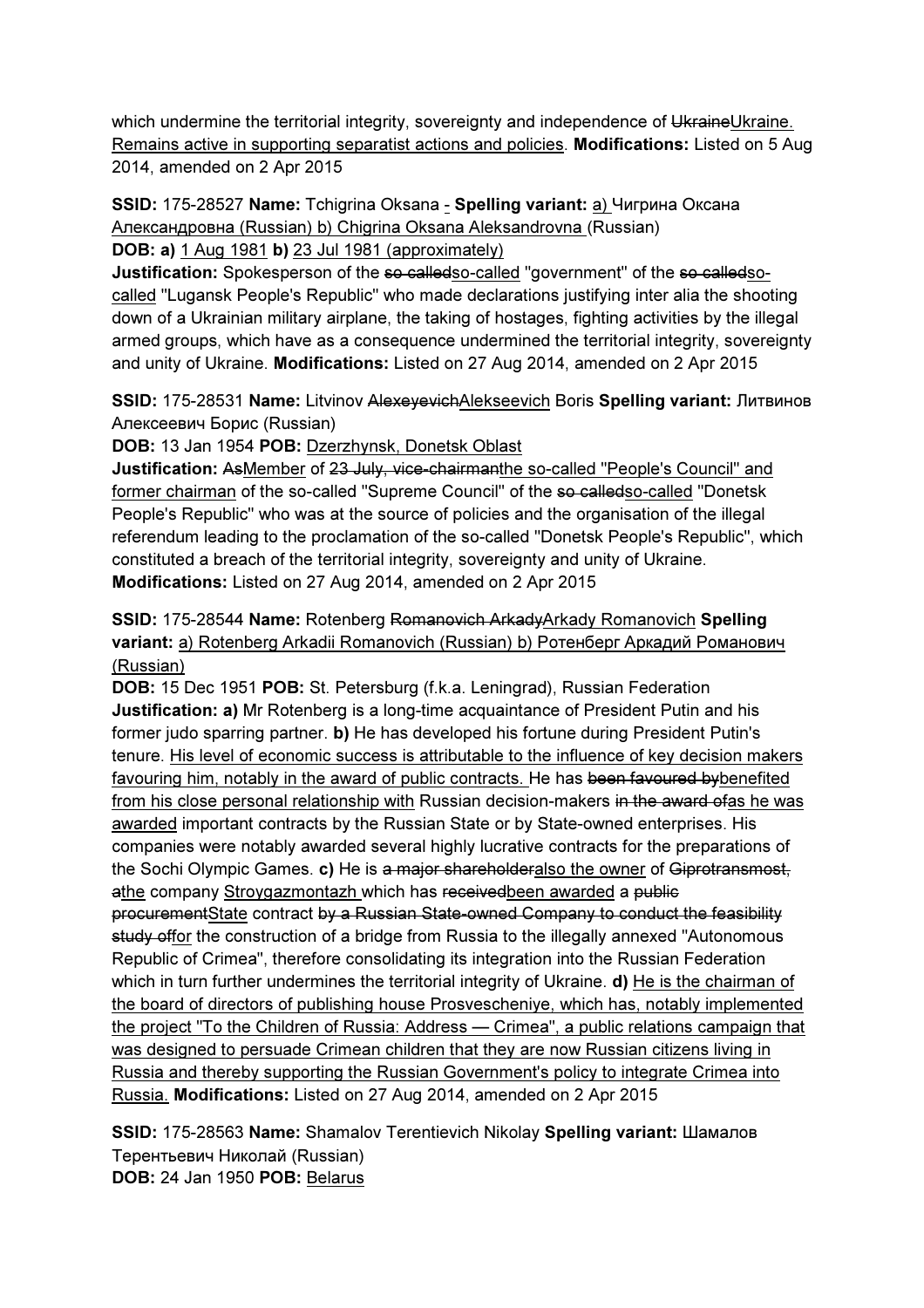which undermine the territorial integrity, sovereignty and independence of ~~Ukraine~~<u>Ukraine. Remains active in supporting separatist actions and policies</u>. **Modifications:** Listed on 5 Aug 2014, amended on 2 Apr 2015

**SSID:** 175-28527 **Name:** Tchigrina Oksana <u>-</u> **Spelling variant:** <u>a)</u> Чигрина Оксана <u>Александровна (Russian) b) Chigrina Oksana Aleksandrovna</u> (Russian)
**DOB: a)** <u>1 Aug 1981</u> **b)** <u>23 Jul 1981 (approximately)</u>
**Justification:** Spokesperson of the ~~so called~~<u>so-called</u> "government" of the ~~so called~~<u>so-called</u> "Lugansk People's Republic" who made declarations justifying inter alia the shooting down of a Ukrainian military airplane, the taking of hostages, fighting activities by the illegal armed groups, which have as a consequence undermined the territorial integrity, sovereignty and unity of Ukraine. **Modifications:** Listed on 27 Aug 2014, amended on 2 Apr 2015

**SSID:** 175-28531 **Name:** Litvinov ~~Alexeyevich~~<u>Alekseevich</u> Boris **Spelling variant:** Литвинов Алексеевич Борис (Russian)
**DOB:** 13 Jan 1954 **POB:** <u>Dzerzhynsk, Donetsk Oblast</u>
**Justification:** ~~As~~<u>Member</u> of ~~23 July, vice-chairman~~<u>the so-called "People's Council" and former chairman</u> of the so-called "Supreme Council" of the ~~so called~~<u>so-called</u> "Donetsk People's Republic" who was at the source of policies and the organisation of the illegal referendum leading to the proclamation of the so-called "Donetsk People's Republic", which constituted a breach of the territorial integrity, sovereignty and unity of Ukraine.
**Modifications:** Listed on 27 Aug 2014, amended on 2 Apr 2015

**SSID:** 175-28544 **Name:** Rotenberg ~~Romanovich Arkady~~<u>Arkady Romanovich</u> **Spelling variant:** <u>a) Rotenberg Arkadii Romanovich (Russian) b) Ротенберг Аркадий Романович (Russian)</u>
**DOB:** 15 Dec 1951 **POB:** St. Petersburg (f.k.a. Leningrad), Russian Federation
**Justification: a)** Mr Rotenberg is a long-time acquaintance of President Putin and his former judo sparring partner. **b)** He has developed his fortune during President Putin's tenure. <u>His level of economic success is attributable to the influence of key decision makers favouring him, notably in the award of public contracts.</u> He has ~~been favoured by~~<u>benefited from his close personal relationship with</u> Russian decision-makers ~~in the award of~~<u>as he was awarded</u> important contracts by the Russian State or by State-owned enterprises. His companies were notably awarded several highly lucrative contracts for the preparations of the Sochi Olympic Games. **c)** He is ~~a major shareholder~~<u>also the owner</u> of ~~Giprotransmost, a~~<u>the</u> company <u>Stroygazmontazh</u> which has ~~received~~<u>been awarded</u> a ~~public procurement~~<u>State</u> contract ~~by a Russian State-owned Company to conduct the feasibility study of~~<u>for</u> the construction of a bridge from Russia to the illegally annexed "Autonomous Republic of Crimea", therefore consolidating its integration into the Russian Federation which in turn further undermines the territorial integrity of Ukraine. **d)** <u>He is the chairman of the board of directors of publishing house Prosvescheniye, which has, notably implemented the project "To the Children of Russia: Address — Crimea", a public relations campaign that was designed to persuade Crimean children that they are now Russian citizens living in Russia and thereby supporting the Russian Government's policy to integrate Crimea into Russia.</u> **Modifications:** Listed on 27 Aug 2014, amended on 2 Apr 2015

**SSID:** 175-28563 **Name:** Shamalov Terentievich Nikolay **Spelling variant:** Шамалов Терентьевич Николай (Russian)
**DOB:** 24 Jan 1950 **POB:** <u>Belarus</u>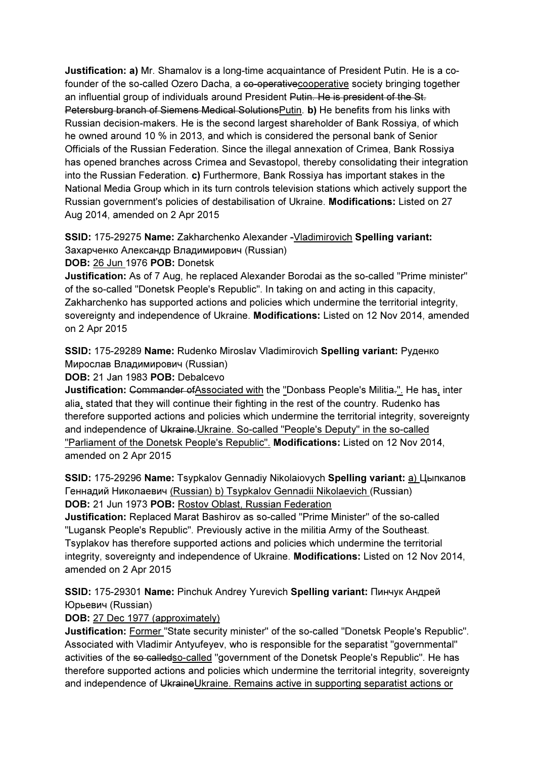**Justification: a)** Mr. Shamalov is a long-time acquaintance of President Putin. He is a co-founder of the so-called Ozero Dacha, a ~~co-operative~~cooperative society bringing together an influential group of individuals around President ~~Putin. He is president of the St. Petersburg branch of Siemens Medical Solutions~~Putin. **b)** He benefits from his links with Russian decision-makers. He is the second largest shareholder of Bank Rossiya, of which he owned around 10 % in 2013, and which is considered the personal bank of Senior Officials of the Russian Federation. Since the illegal annexation of Crimea, Bank Rossiya has opened branches across Crimea and Sevastopol, thereby consolidating their integration into the Russian Federation. **c)** Furthermore, Bank Rossiya has important stakes in the National Media Group which in its turn controls television stations which actively support the Russian government's policies of destabilisation of Ukraine. **Modifications:** Listed on 27 Aug 2014, amended on 2 Apr 2015

**SSID:** 175-29275 **Name:** Zakharchenko Alexander -Vladimirovich **Spelling variant:** Захарченко Александр Владимирович (Russian)

**DOB:** 26 Jun 1976 **POB:** Donetsk

**Justification:** As of 7 Aug, he replaced Alexander Borodai as the so-called "Prime minister" of the so-called "Donetsk People's Republic". In taking on and acting in this capacity, Zakharchenko has supported actions and policies which undermine the territorial integrity, sovereignty and independence of Ukraine. **Modifications:** Listed on 12 Nov 2014, amended on 2 Apr 2015

**SSID:** 175-29289 **Name:** Rudenko Miroslav Vladimirovich **Spelling variant:** Руденко Мирослав Владимирович (Russian)

**DOB:** 21 Jan 1983 **POB:** Debalcevo

**Justification:** ~~Commander of~~Associated with the "Donbass People's Militia~~.~~". He has, inter alia, stated that they will continue their fighting in the rest of the country. Rudenko has therefore supported actions and policies which undermine the territorial integrity, sovereignty and independence of ~~Ukraine.~~Ukraine. So-called "People's Deputy" in the so-called "Parliament of the Donetsk People's Republic". **Modifications:** Listed on 12 Nov 2014, amended on 2 Apr 2015

**SSID:** 175-29296 **Name:** Tsypkalov Gennadiy Nikolaiovych **Spelling variant:** a) Цыпкалов Геннадий Николаевич (Russian) b) Tsypkalov Gennadii Nikolaevich (Russian)

**DOB:** 21 Jun 1973 **POB:** Rostov Oblast, Russian Federation

**Justification:** Replaced Marat Bashirov as so-called "Prime Minister" of the so-called "Lugansk People's Republic". Previously active in the militia Army of the Southeast. Tsyplakov has therefore supported actions and policies which undermine the territorial integrity, sovereignty and independence of Ukraine. **Modifications:** Listed on 12 Nov 2014, amended on 2 Apr 2015

**SSID:** 175-29301 **Name:** Pinchuk Andrey Yurevich **Spelling variant:** Пинчук Андрей Юрьевич (Russian)

**DOB:** 27 Dec 1977 (approximately)

**Justification:** Former "State security minister" of the so-called "Donetsk People's Republic". Associated with Vladimir Antyufeyev, who is responsible for the separatist "governmental" activities of the ~~so called~~so-called "government of the Donetsk People's Republic". He has therefore supported actions and policies which undermine the territorial integrity, sovereignty and independence of ~~Ukraine~~Ukraine. Remains active in supporting separatist actions or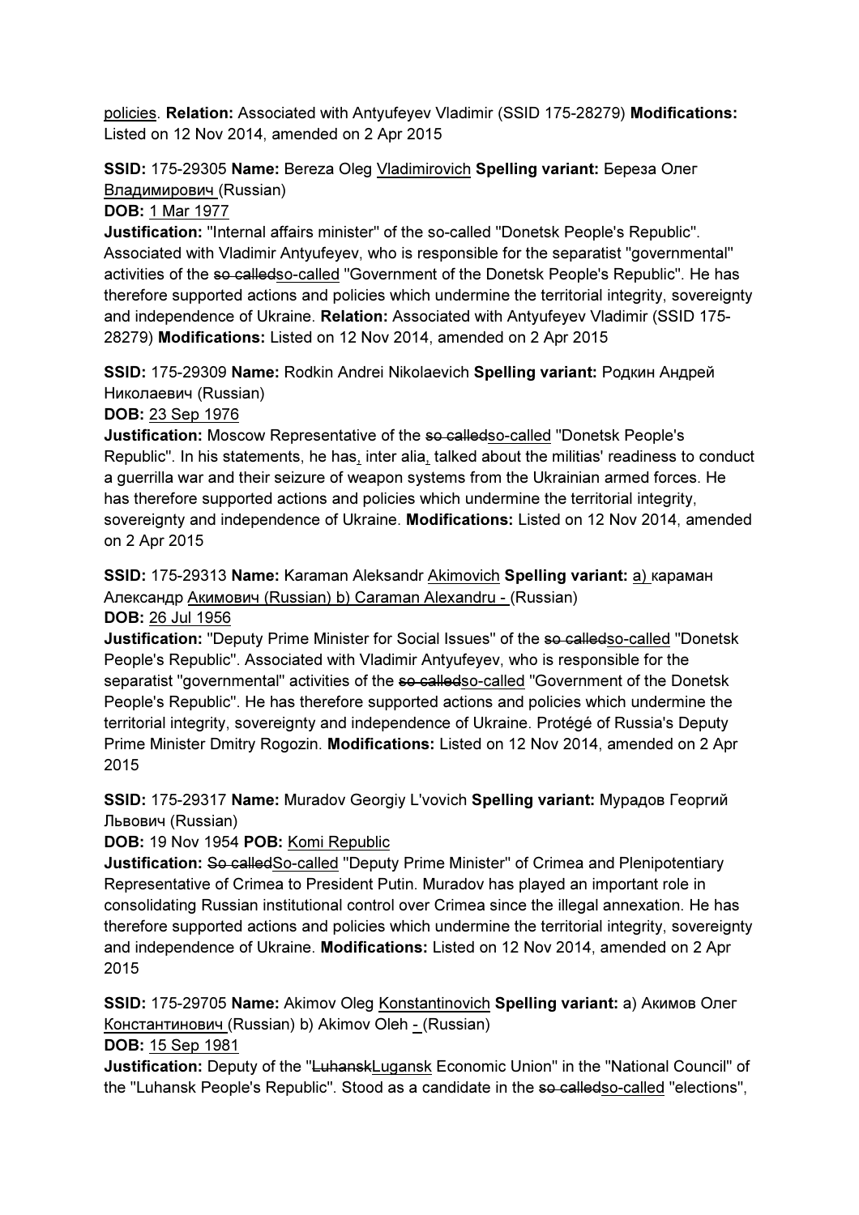policies. **Relation:** Associated with Antyufeyev Vladimir (SSID 175-28279) **Modifications:** Listed on 12 Nov 2014, amended on 2 Apr 2015

**SSID:** 175-29305 **Name:** Bereza Oleg Vladimirovich **Spelling variant:** Береза Олег Владимирович (Russian)
**DOB:** 1 Mar 1977
**Justification:** "Internal affairs minister" of the so-called "Donetsk People's Republic". Associated with Vladimir Antyufeyev, who is responsible for the separatist "governmental" activities of the ~~so called~~so-called "Government of the Donetsk People's Republic". He has therefore supported actions and policies which undermine the territorial integrity, sovereignty and independence of Ukraine. **Relation:** Associated with Antyufeyev Vladimir (SSID 175-28279) **Modifications:** Listed on 12 Nov 2014, amended on 2 Apr 2015

**SSID:** 175-29309 **Name:** Rodkin Andrei Nikolaevich **Spelling variant:** Родкин Андрей Николаевич (Russian)
**DOB:** 23 Sep 1976
**Justification:** Moscow Representative of the ~~so called~~so-called "Donetsk People's Republic". In his statements, he has, inter alia, talked about the militias' readiness to conduct a guerrilla war and their seizure of weapon systems from the Ukrainian armed forces. He has therefore supported actions and policies which undermine the territorial integrity, sovereignty and independence of Ukraine. **Modifications:** Listed on 12 Nov 2014, amended on 2 Apr 2015

**SSID:** 175-29313 **Name:** Karaman Aleksandr Akimovich **Spelling variant:** a) караман Александр Акимович (Russian) b) Caraman Alexandru - (Russian)
**DOB:** 26 Jul 1956
**Justification:** "Deputy Prime Minister for Social Issues" of the ~~so called~~so-called "Donetsk People's Republic". Associated with Vladimir Antyufeyev, who is responsible for the separatist "governmental" activities of the ~~so called~~so-called "Government of the Donetsk People's Republic". He has therefore supported actions and policies which undermine the territorial integrity, sovereignty and independence of Ukraine. Protégé of Russia's Deputy Prime Minister Dmitry Rogozin. **Modifications:** Listed on 12 Nov 2014, amended on 2 Apr 2015

**SSID:** 175-29317 **Name:** Muradov Georgiy L'vovich **Spelling variant:** Мурадов Георгий Львович (Russian)
**DOB:** 19 Nov 1954 **POB:** Komi Republic
**Justification:** ~~So called~~So-called "Deputy Prime Minister" of Crimea and Plenipotentiary Representative of Crimea to President Putin. Muradov has played an important role in consolidating Russian institutional control over Crimea since the illegal annexation. He has therefore supported actions and policies which undermine the territorial integrity, sovereignty and independence of Ukraine. **Modifications:** Listed on 12 Nov 2014, amended on 2 Apr 2015

**SSID:** 175-29705 **Name:** Akimov Oleg Konstantinovich **Spelling variant:** a) Акимов Олег Константинович (Russian) b) Akimov Oleh - (Russian)
**DOB:** 15 Sep 1981
**Justification:** Deputy of the "~~Luhansk~~Lugansk Economic Union" in the "National Council" of the "Luhansk People's Republic". Stood as a candidate in the ~~so called~~so-called "elections",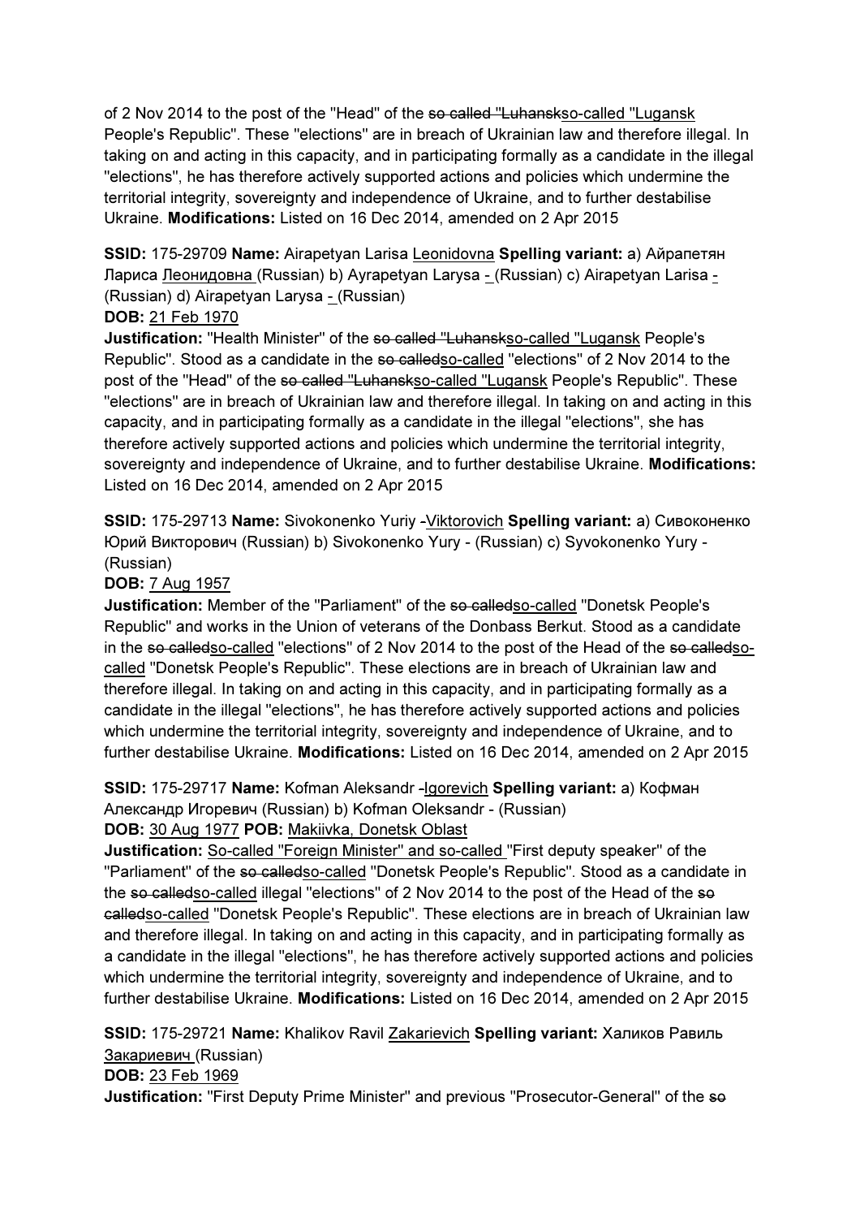of 2 Nov 2014 to the post of the "Head" of the ~~so called "Luhansk~~so-called "Lugansk People's Republic". These "elections" are in breach of Ukrainian law and therefore illegal. In taking on and acting in this capacity, and in participating formally as a candidate in the illegal "elections", he has therefore actively supported actions and policies which undermine the territorial integrity, sovereignty and independence of Ukraine, and to further destabilise Ukraine. **Modifications:** Listed on 16 Dec 2014, amended on 2 Apr 2015

**SSID:** 175-29709 **Name:** Airapetyan Larisa Leonidovna **Spelling variant:** a) Айрапетян Лариса Леонидовна (Russian) b) Ayrapetyan Larysa - (Russian) c) Airapetyan Larisa - (Russian) d) Airapetyan Larysa - (Russian)
**DOB:** 21 Feb 1970
**Justification:** "Health Minister" of the ~~so called "Luhansk~~so-called "Lugansk People's Republic". Stood as a candidate in the ~~so called~~so-called "elections" of 2 Nov 2014 to the post of the "Head" of the ~~so called "Luhansk~~so-called "Lugansk People's Republic". These "elections" are in breach of Ukrainian law and therefore illegal. In taking on and acting in this capacity, and in participating formally as a candidate in the illegal "elections", she has therefore actively supported actions and policies which undermine the territorial integrity, sovereignty and independence of Ukraine, and to further destabilise Ukraine. **Modifications:** Listed on 16 Dec 2014, amended on 2 Apr 2015

**SSID:** 175-29713 **Name:** Sivokonenko Yuriy -Viktorovich **Spelling variant:** a) Сивоконенко Юрий Викторович (Russian) b) Sivokonenko Yury - (Russian) c) Syvokonenko Yury - (Russian)
**DOB:** 7 Aug 1957
**Justification:** Member of the "Parliament" of the ~~so called~~so-called "Donetsk People's Republic" and works in the Union of veterans of the Donbass Berkut. Stood as a candidate in the ~~so called~~so-called "elections" of 2 Nov 2014 to the post of the Head of the ~~so called~~so-called "Donetsk People's Republic". These elections are in breach of Ukrainian law and therefore illegal. In taking on and acting in this capacity, and in participating formally as a candidate in the illegal "elections", he has therefore actively supported actions and policies which undermine the territorial integrity, sovereignty and independence of Ukraine, and to further destabilise Ukraine. **Modifications:** Listed on 16 Dec 2014, amended on 2 Apr 2015

**SSID:** 175-29717 **Name:** Kofman Aleksandr -Igorevich **Spelling variant:** a) Кофман Александр Игоревич (Russian) b) Kofman Oleksandr - (Russian)
**DOB:** 30 Aug 1977 **POB:** Makiivka, Donetsk Oblast
**Justification:** So-called "Foreign Minister" and so-called "First deputy speaker" of the "Parliament" of the ~~so called~~so-called "Donetsk People's Republic". Stood as a candidate in the ~~so called~~so-called illegal "elections" of 2 Nov 2014 to the post of the Head of the ~~so called~~so-called "Donetsk People's Republic". These elections are in breach of Ukrainian law and therefore illegal. In taking on and acting in this capacity, and in participating formally as a candidate in the illegal "elections", he has therefore actively supported actions and policies which undermine the territorial integrity, sovereignty and independence of Ukraine, and to further destabilise Ukraine. **Modifications:** Listed on 16 Dec 2014, amended on 2 Apr 2015

**SSID:** 175-29721 **Name:** Khalikov Ravil Zakarievich **Spelling variant:** Халиков Равиль Закариевич (Russian)
**DOB:** 23 Feb 1969
**Justification:** "First Deputy Prime Minister" and previous "Prosecutor-General" of the ~~so~~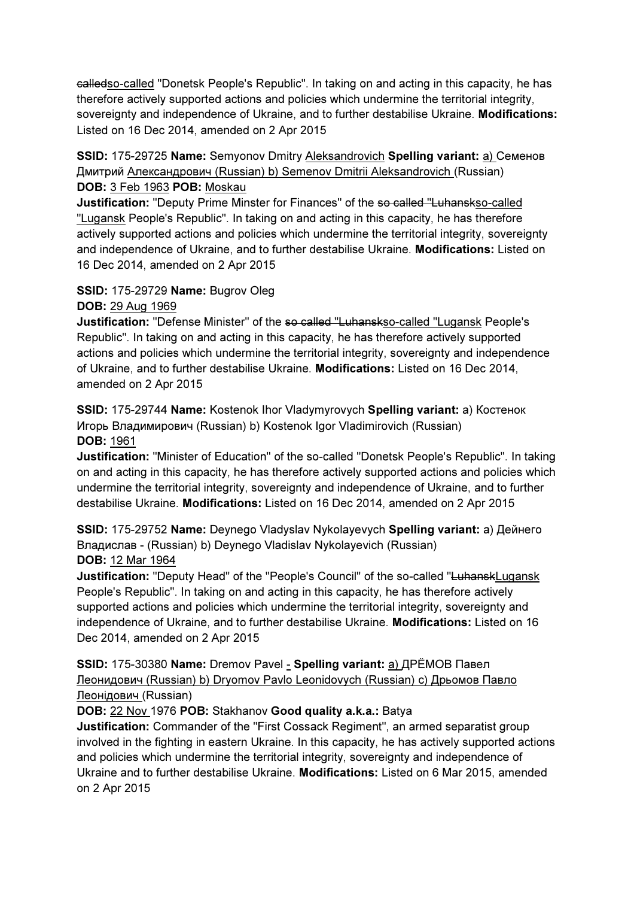calledso-called "Donetsk People's Republic". In taking on and acting in this capacity, he has therefore actively supported actions and policies which undermine the territorial integrity, sovereignty and independence of Ukraine, and to further destabilise Ukraine. **Modifications:** Listed on 16 Dec 2014, amended on 2 Apr 2015

**SSID:** 175-29725 **Name:** Semyonov Dmitry Aleksandrovich **Spelling variant:** a) Семенов Дмитрий Александрович (Russian) b) Semenov Dmitrii Aleksandrovich (Russian)
**DOB:** 3 Feb 1963 **POB:** Moskau
**Justification:** "Deputy Prime Minster for Finances" of the so called "Luhanskso-called "Lugansk People's Republic". In taking on and acting in this capacity, he has therefore actively supported actions and policies which undermine the territorial integrity, sovereignty and independence of Ukraine, and to further destabilise Ukraine. **Modifications:** Listed on 16 Dec 2014, amended on 2 Apr 2015

**SSID:** 175-29729 **Name:** Bugrov Oleg
**DOB:** 29 Aug 1969
**Justification:** "Defense Minister" of the so called "Luhanskso-called "Lugansk People's Republic". In taking on and acting in this capacity, he has therefore actively supported actions and policies which undermine the territorial integrity, sovereignty and independence of Ukraine, and to further destabilise Ukraine. **Modifications:** Listed on 16 Dec 2014, amended on 2 Apr 2015

**SSID:** 175-29744 **Name:** Kostenok Ihor Vladymyrovych **Spelling variant:** a) Костенок Игорь Владимирович (Russian) b) Kostenok Igor Vladimirovich (Russian)
**DOB:** 1961
**Justification:** "Minister of Education" of the so-called "Donetsk People's Republic". In taking on and acting in this capacity, he has therefore actively supported actions and policies which undermine the territorial integrity, sovereignty and independence of Ukraine, and to further destabilise Ukraine. **Modifications:** Listed on 16 Dec 2014, amended on 2 Apr 2015

**SSID:** 175-29752 **Name:** Deynego Vladyslav Nykolayevych **Spelling variant:** a) Дейнего Владислав - (Russian) b) Deynego Vladislav Nykolayevich (Russian)
**DOB:** 12 Mar 1964
**Justification:** "Deputy Head" of the "People's Council" of the so-called "LuhanskLugansk People's Republic". In taking on and acting in this capacity, he has therefore actively supported actions and policies which undermine the territorial integrity, sovereignty and independence of Ukraine, and to further destabilise Ukraine. **Modifications:** Listed on 16 Dec 2014, amended on 2 Apr 2015

**SSID:** 175-30380 **Name:** Dremov Pavel - **Spelling variant:** a) ДРЁМОВ Павел Леонидович (Russian) b) Dryomov Pavlo Leonidovych (Russian) c) Дрьомов Павло Леонідович (Russian)
**DOB:** 22 Nov 1976 **POB:** Stakhanov **Good quality a.k.a.:** Batya
**Justification:** Commander of the "First Cossack Regiment", an armed separatist group involved in the fighting in eastern Ukraine. In this capacity, he has actively supported actions and policies which undermine the territorial integrity, sovereignty and independence of Ukraine and to further destabilise Ukraine. **Modifications:** Listed on 6 Mar 2015, amended on 2 Apr 2015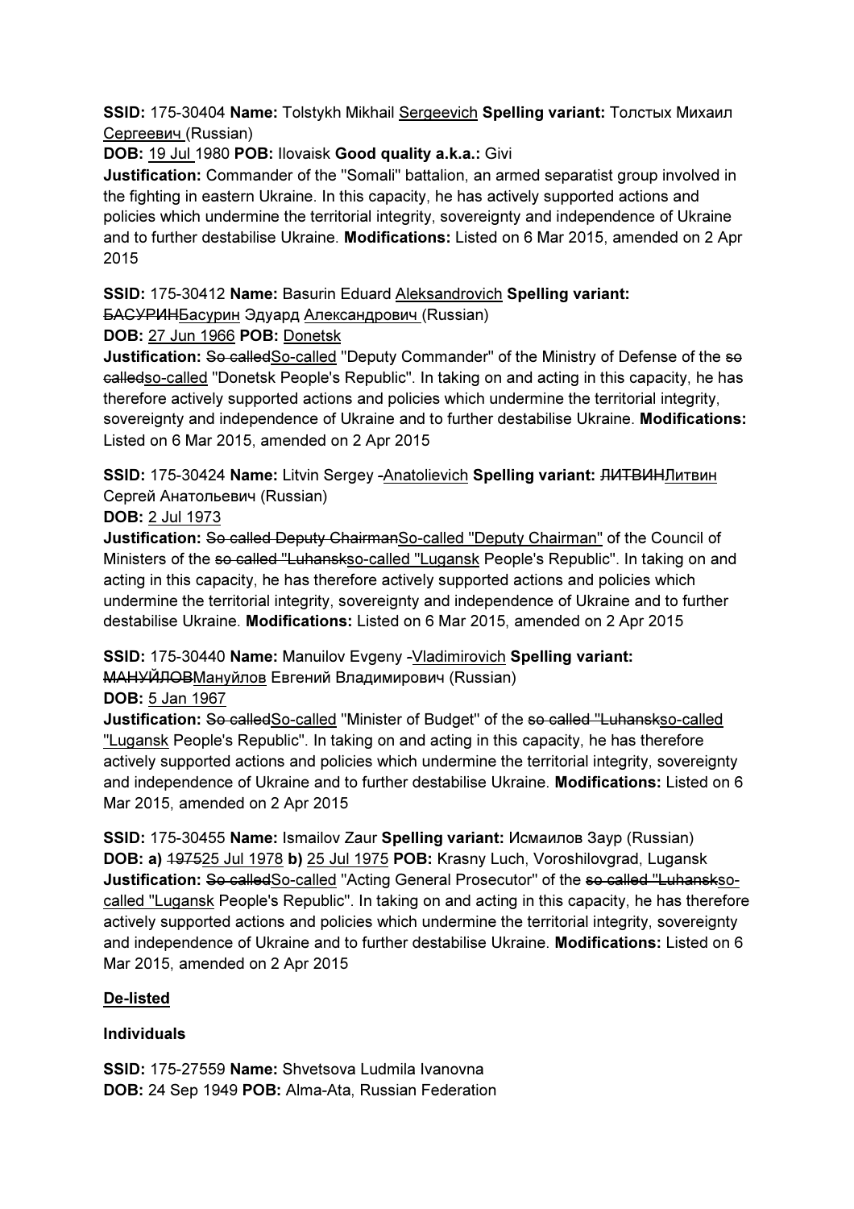**SSID:** 175-30404 **Name:** Tolstykh Mikhail Sergeevich **Spelling variant:** Толстых Михаил Сергеевич (Russian)
**DOB:** 19 Jul 1980 **POB:** Ilovaisk **Good quality a.k.a.:** Givi
**Justification:** Commander of the "Somali" battalion, an armed separatist group involved in the fighting in eastern Ukraine. In this capacity, he has actively supported actions and policies which undermine the territorial integrity, sovereignty and independence of Ukraine and to further destabilise Ukraine. **Modifications:** Listed on 6 Mar 2015, amended on 2 Apr 2015

**SSID:** 175-30412 **Name:** Basurin Eduard Aleksandrovich **Spelling variant:** ~~БАСУРИН~~Басурин Эдуард Александрович (Russian)
**DOB:** 27 Jun 1966 **POB:** Donetsk
**Justification:** ~~So called~~So-called "Deputy Commander" of the Ministry of Defense of the ~~so called~~so-called "Donetsk People's Republic". In taking on and acting in this capacity, he has therefore actively supported actions and policies which undermine the territorial integrity, sovereignty and independence of Ukraine and to further destabilise Ukraine. **Modifications:** Listed on 6 Mar 2015, amended on 2 Apr 2015

**SSID:** 175-30424 **Name:** Litvin Sergey ~~-~~Anatolievich **Spelling variant:** ~~ЛИТВИН~~Литвин Сергей Анатольевич (Russian)
**DOB:** 2 Jul 1973
**Justification:** ~~So called Deputy Chairman~~So-called "Deputy Chairman" of the Council of Ministers of the ~~so called "Luhansk~~so-called "Lugansk People's Republic". In taking on and acting in this capacity, he has therefore actively supported actions and policies which undermine the territorial integrity, sovereignty and independence of Ukraine and to further destabilise Ukraine. **Modifications:** Listed on 6 Mar 2015, amended on 2 Apr 2015

**SSID:** 175-30440 **Name:** Manuilov Evgeny ~~-~~Vladimirovich **Spelling variant:** ~~МАНУЙЛОВ~~Мануйлов Евгений Владимирович (Russian)
**DOB:** 5 Jan 1967
**Justification:** ~~So called~~So-called "Minister of Budget" of the ~~so called "Luhansk~~so-called "Lugansk People's Republic". In taking on and acting in this capacity, he has therefore actively supported actions and policies which undermine the territorial integrity, sovereignty and independence of Ukraine and to further destabilise Ukraine. **Modifications:** Listed on 6 Mar 2015, amended on 2 Apr 2015

**SSID:** 175-30455 **Name:** Ismailov Zaur **Spelling variant:** Исмаилов Заур (Russian)
**DOB:** **a)** ~~1975~~25 Jul 1978 **b)** 25 Jul 1975 **POB:** Krasny Luch, Voroshilovgrad, Lugansk
**Justification:** ~~So called~~So-called "Acting General Prosecutor" of the ~~so called "Luhansk~~so-called "Lugansk People's Republic". In taking on and acting in this capacity, he has therefore actively supported actions and policies which undermine the territorial integrity, sovereignty and independence of Ukraine and to further destabilise Ukraine. **Modifications:** Listed on 6 Mar 2015, amended on 2 Apr 2015

**De-listed**

**Individuals**

**SSID:** 175-27559 **Name:** Shvetsova Ludmila Ivanovna
**DOB:** 24 Sep 1949 **POB:** Alma-Ata, Russian Federation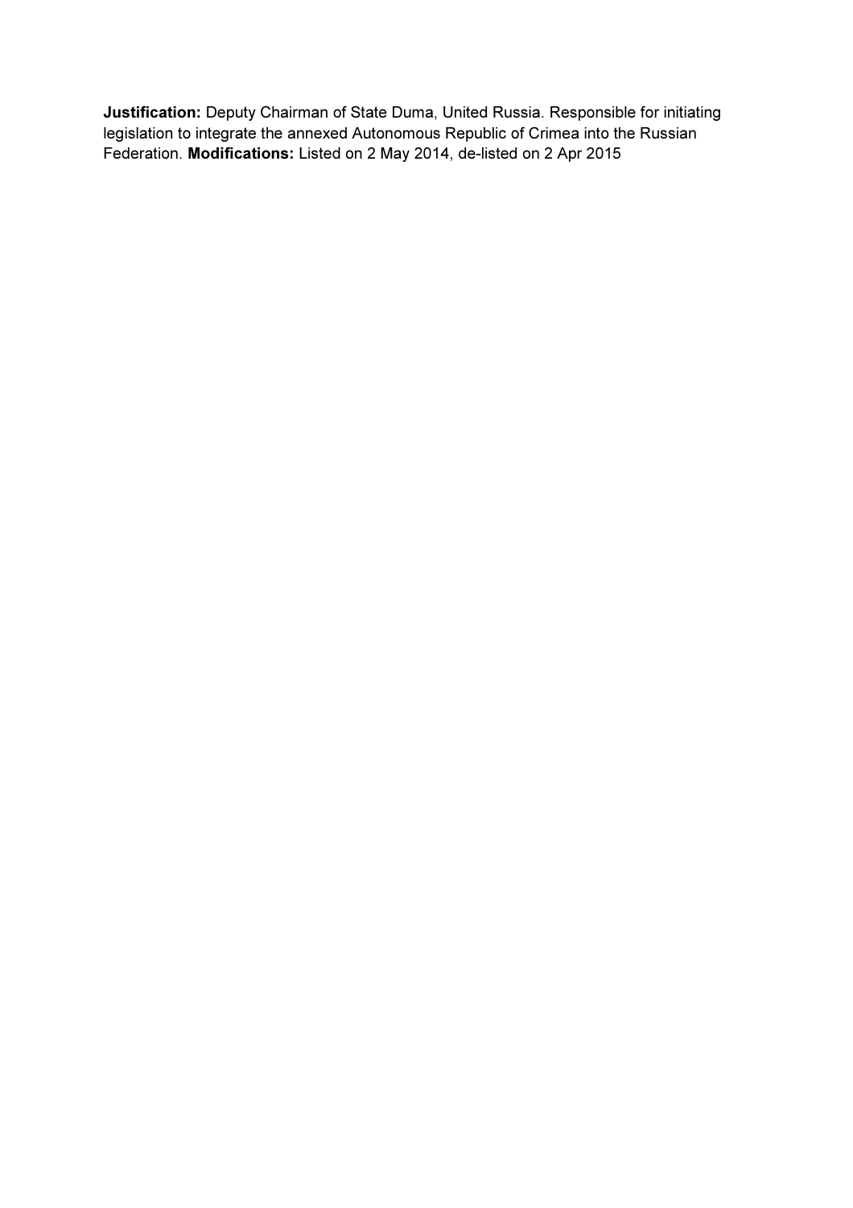**Justification:** Deputy Chairman of State Duma, United Russia. Responsible for initiating legislation to integrate the annexed Autonomous Republic of Crimea into the Russian Federation. **Modifications:** Listed on 2 May 2014, de-listed on 2 Apr 2015